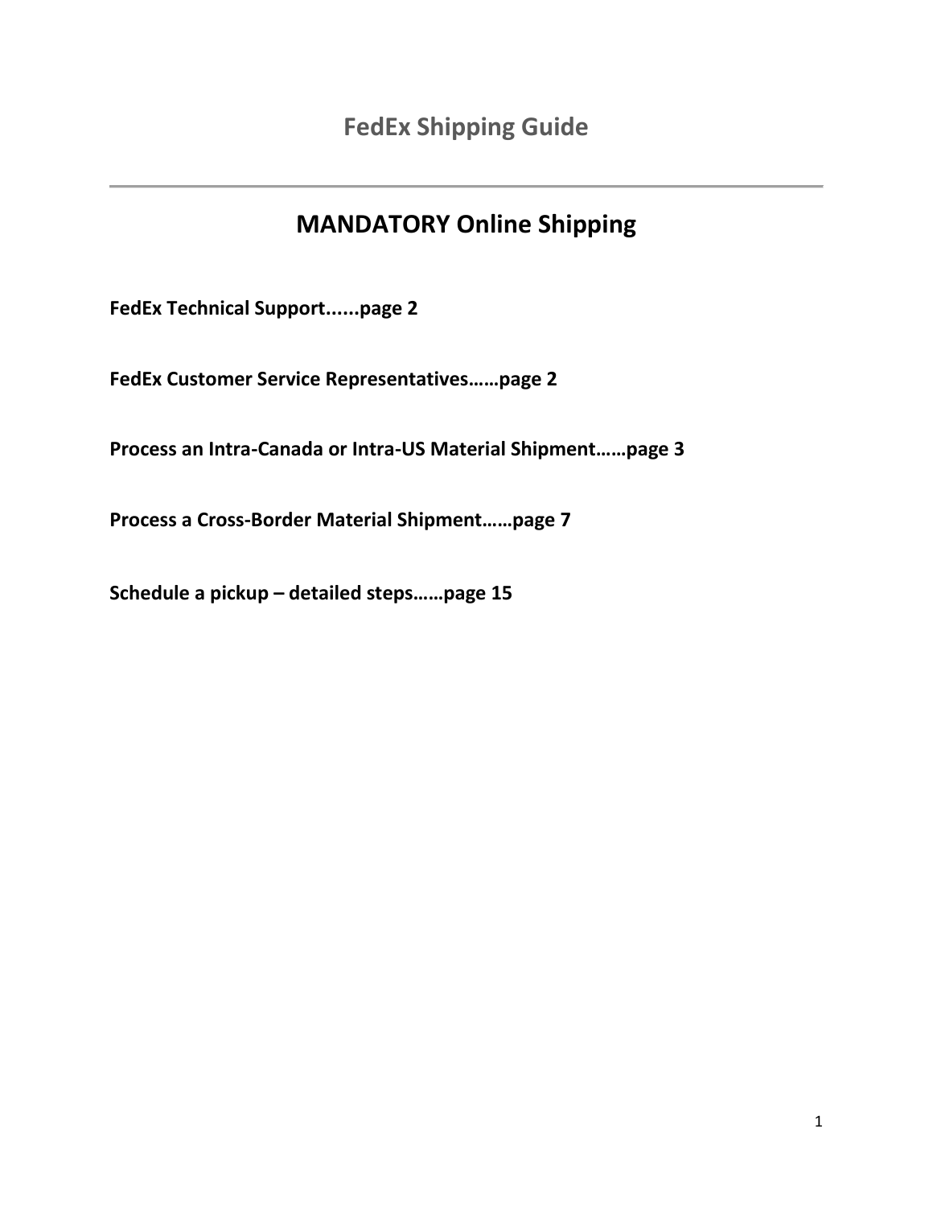# FedEx Shipping Guide

---

## MANDATORY Online Shipping

**FedEx Technical Support......page 2**

**FedEx Customer Service Representatives……page 2**

**Process an Intra-Canada or Intra-US Material Shipment……page 3**

**Process a Cross-Border Material Shipment……page 7**

**Schedule a pickup – detailed steps……page 15**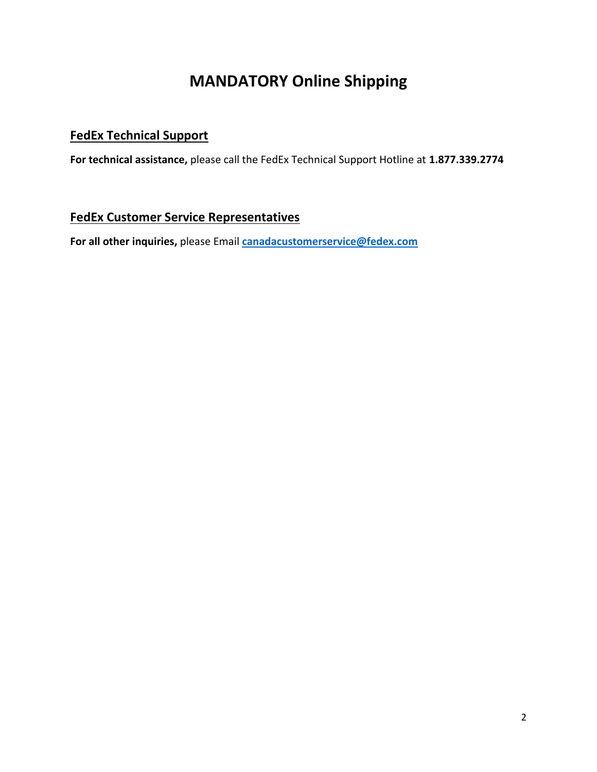# MANDATORY Online Shipping

## FedEx Technical Support

**For technical assistance,** please call the FedEx Technical Support Hotline at **1.877.339.2774**

## FedEx Customer Service Representatives

**For all other inquiries,** please Email **canadacustomerservice@fedex.com**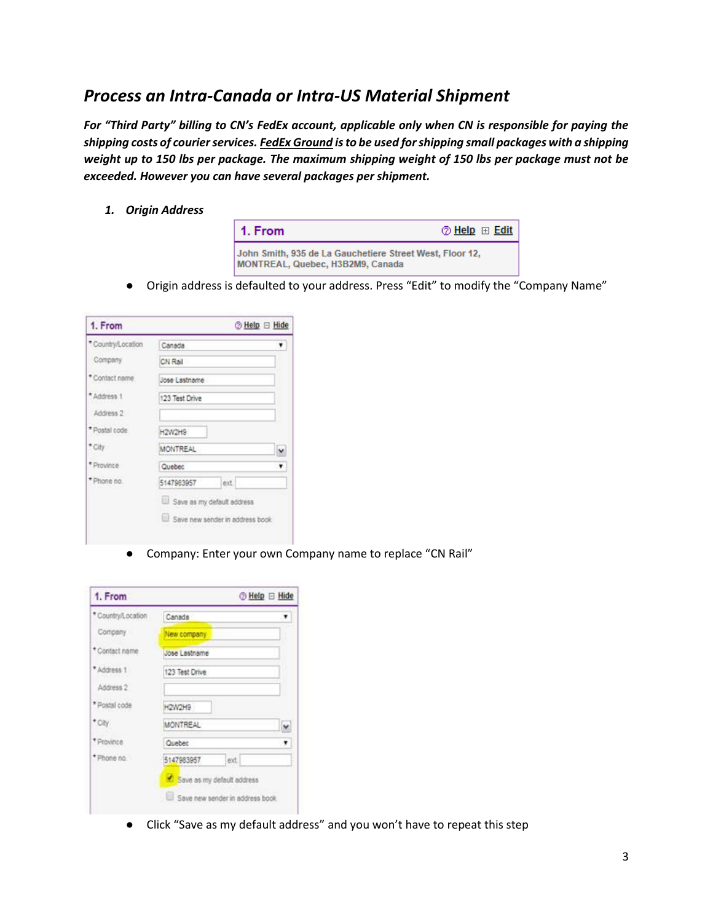## *Process an Intra-Canada or Intra-US Material Shipment*

***For "Third Party" billing to CN's FedEx account, applicable only when CN is responsible for paying the shipping costs of courier services. FedEx Ground is to be used for shipping small packages with a shipping weight up to 150 lbs per package. The maximum shipping weight of 150 lbs per package must not be exceeded. However you can have several packages per shipment.***

1. ***Origin Address***

- Origin address is defaulted to your address. Press "Edit" to modify the "Company Name"

- Company: Enter your own Company name to replace "CN Rail"

- Click "Save as my default address" and you won't have to repeat this step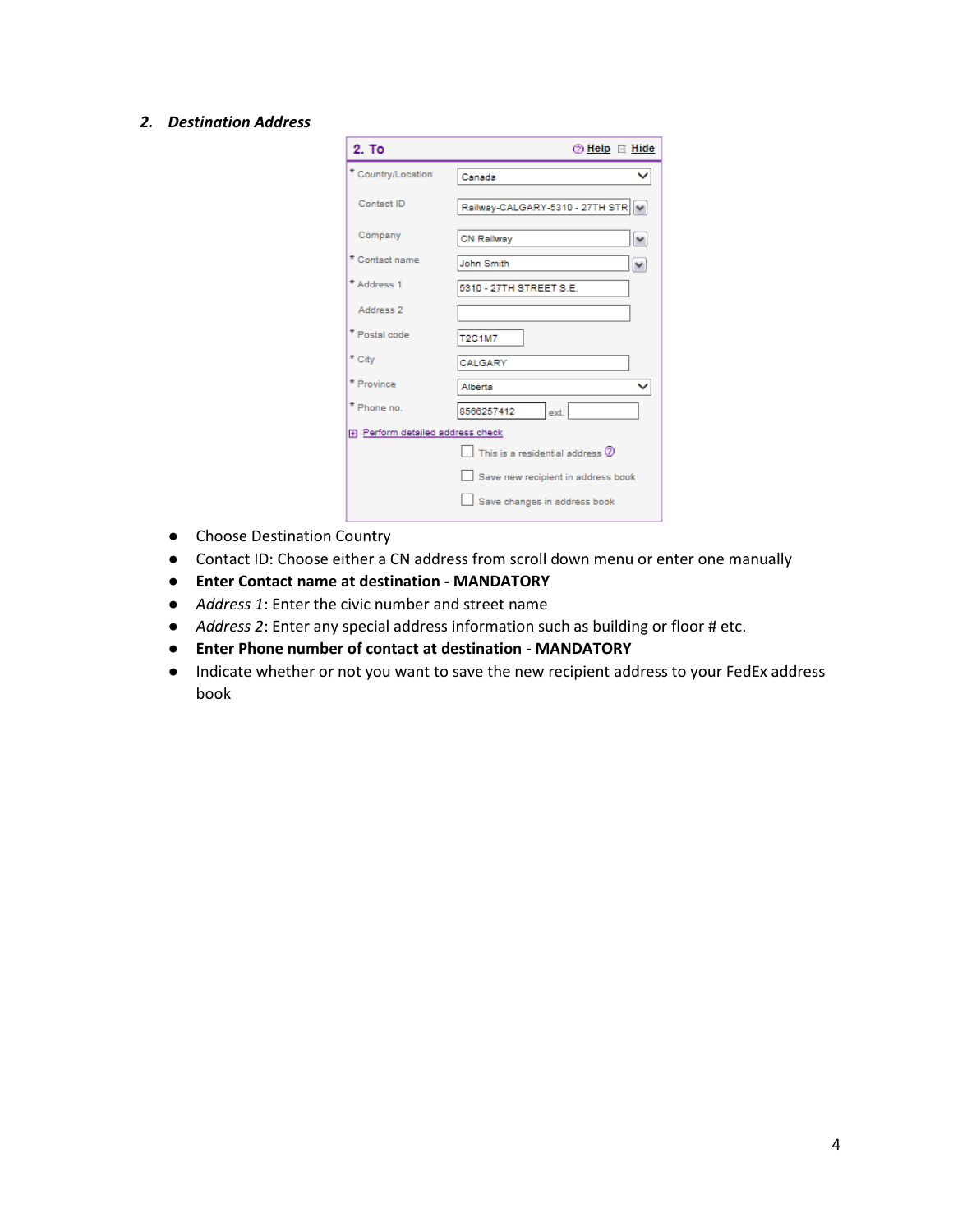## 2. *Destination Address*

- Choose Destination Country
- Contact ID: Choose either a CN address from scroll down menu or enter one manually
- **Enter Contact name at destination - MANDATORY**
- *Address 1*: Enter the civic number and street name
- *Address 2*: Enter any special address information such as building or floor # etc.
- **Enter Phone number of contact at destination - MANDATORY**
- Indicate whether or not you want to save the new recipient address to your FedEx address book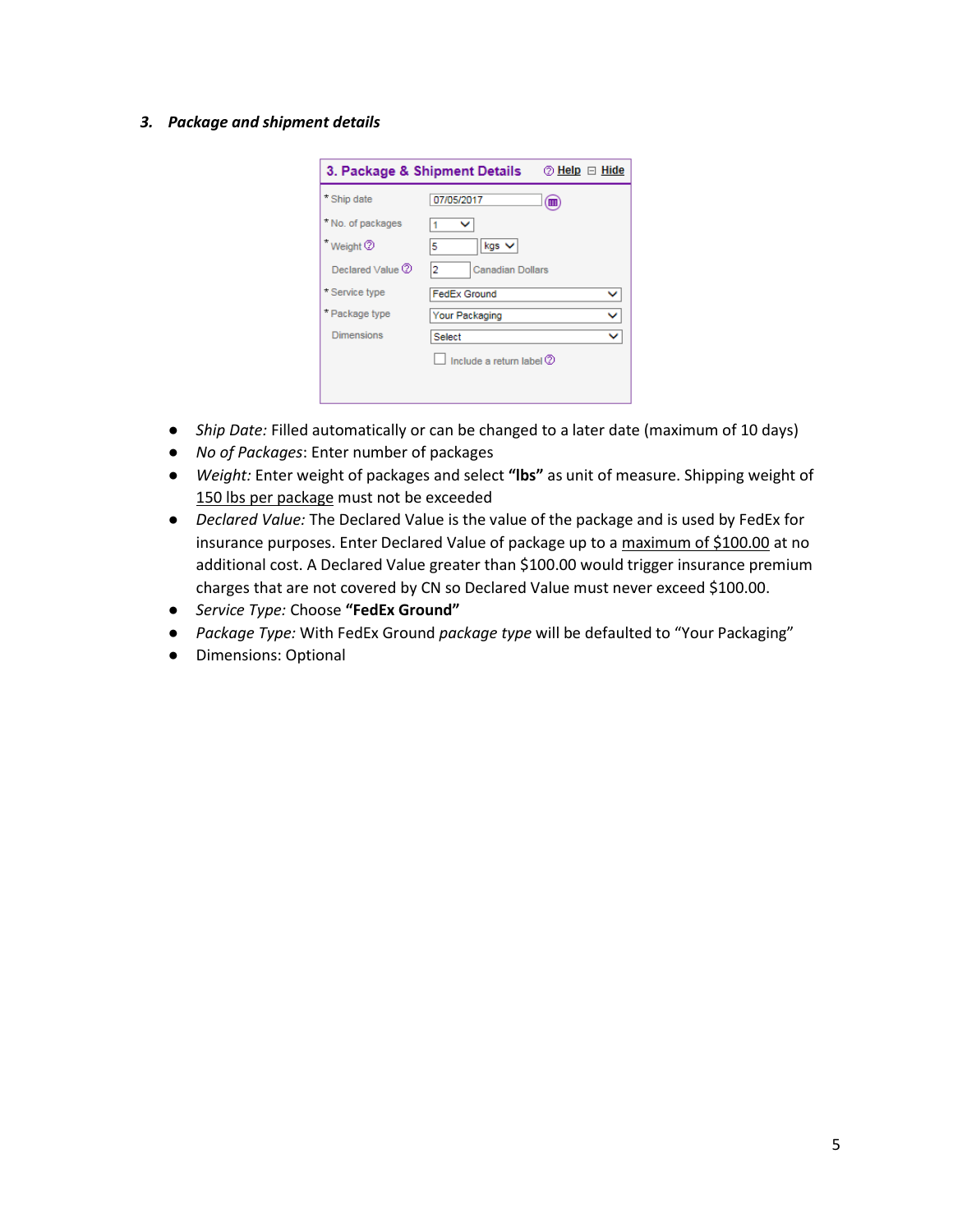### 3. *Package and shipment details*

- *Ship Date:* Filled automatically or can be changed to a later date (maximum of 10 days)
- *No of Packages*: Enter number of packages
- *Weight:* Enter weight of packages and select **"lbs"** as unit of measure. Shipping weight of 150 lbs per package must not be exceeded
- *Declared Value:* The Declared Value is the value of the package and is used by FedEx for insurance purposes. Enter Declared Value of package up to a maximum of $100.00 at no additional cost. A Declared Value greater than $100.00 would trigger insurance premium charges that are not covered by CN so Declared Value must never exceed $100.00.
- *Service Type:* Choose **"FedEx Ground"**
- *Package Type:* With FedEx Ground *package type* will be defaulted to "Your Packaging"
- Dimensions: Optional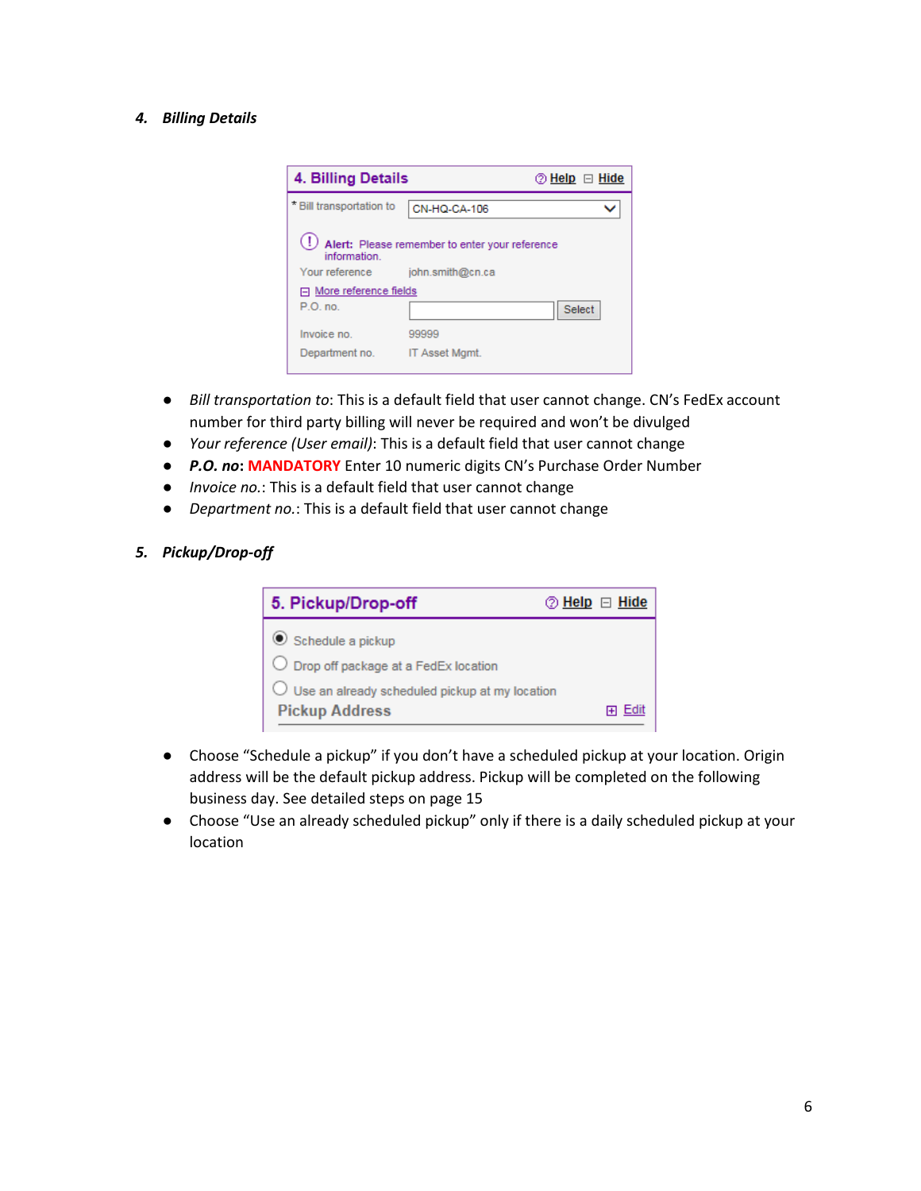### *4. Billing Details*

- *Bill transportation to*: This is a default field that user cannot change. CN's FedEx account number for third party billing will never be required and won't be divulged
- *Your reference (User email)*: This is a default field that user cannot change
- ***P.O. no***: **MANDATORY** Enter 10 numeric digits CN's Purchase Order Number
- *Invoice no.*: This is a default field that user cannot change
- *Department no.*: This is a default field that user cannot change

### *5. Pickup/Drop-off*

- Choose "Schedule a pickup" if you don't have a scheduled pickup at your location. Origin address will be the default pickup address. Pickup will be completed on the following business day. See detailed steps on page 15
- Choose "Use an already scheduled pickup" only if there is a daily scheduled pickup at your location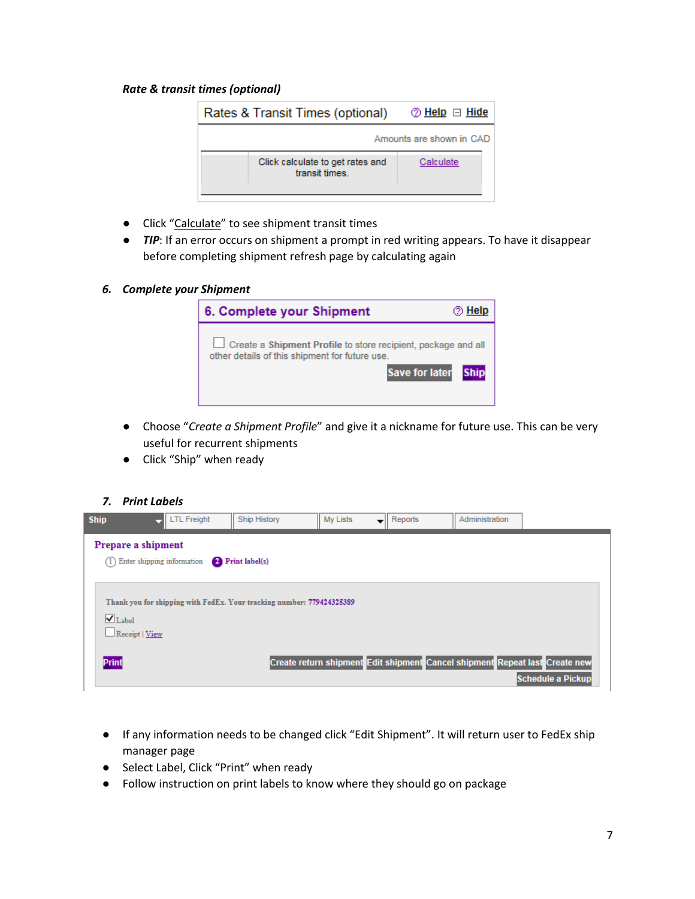***Rate & transit times (optional)***

- Click "Calculate" to see shipment transit times
- ***TIP***: If an error occurs on shipment a prompt in red writing appears. To have it disappear before completing shipment refresh page by calculating again

6. ***Complete your Shipment***

- Choose "*Create a Shipment Profile*" and give it a nickname for future use. This can be very useful for recurrent shipments
- Click "Ship" when ready

7. ***Print Labels***

- If any information needs to be changed click "Edit Shipment". It will return user to FedEx ship manager page
- Select Label, Click "Print" when ready
- Follow instruction on print labels to know where they should go on package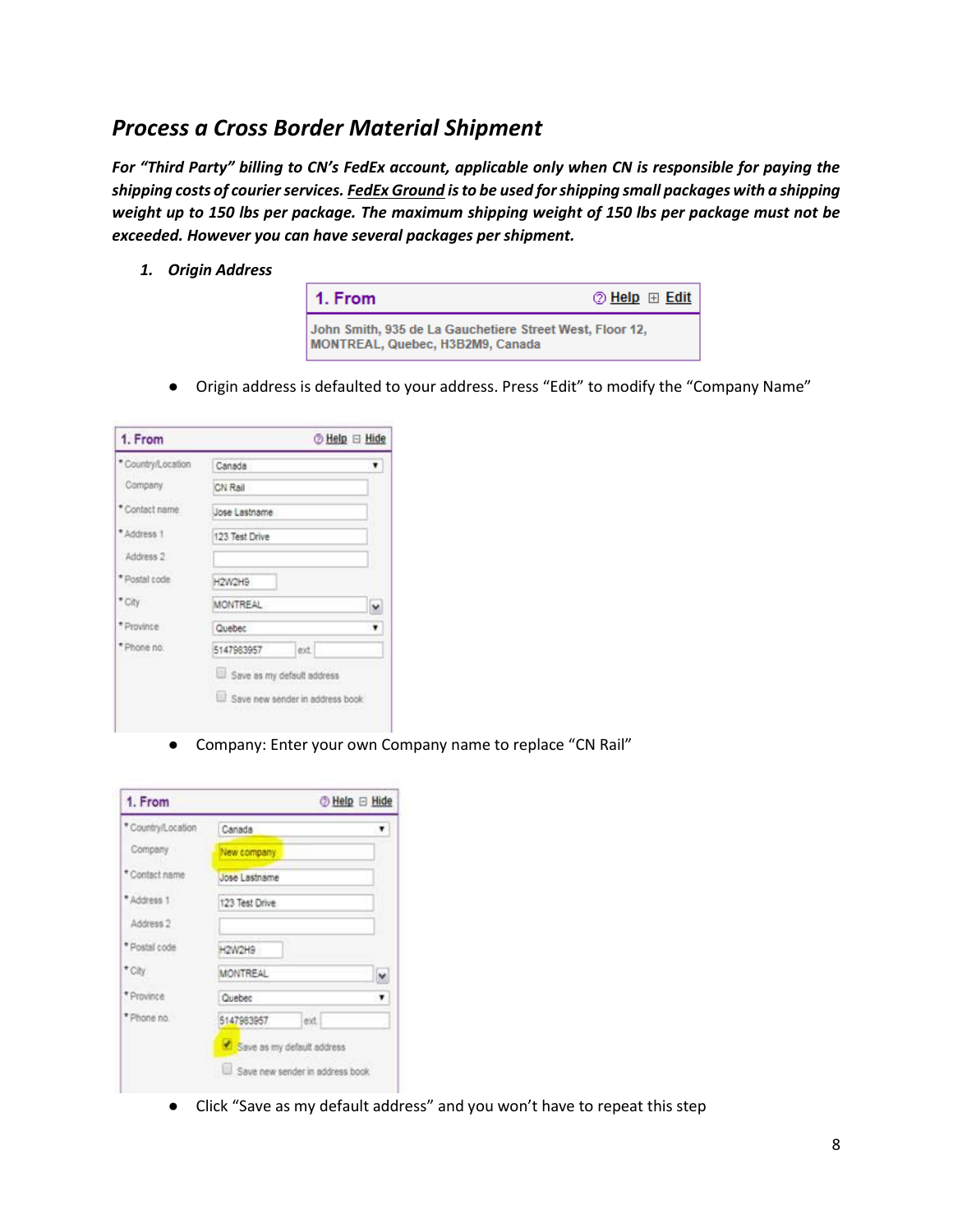## *Process a Cross Border Material Shipment*

***For "Third Party" billing to CN's FedEx account, applicable only when CN is responsible for paying the shipping costs of courier services. <u>FedEx Ground</u> is to be used for shipping small packages with a shipping weight up to 150 lbs per package. The maximum shipping weight of 150 lbs per package must not be exceeded. However you can have several packages per shipment.***

1. ***Origin Address***

- Origin address is defaulted to your address. Press "Edit" to modify the "Company Name"

- Company: Enter your own Company name to replace "CN Rail"

- Click "Save as my default address" and you won't have to repeat this step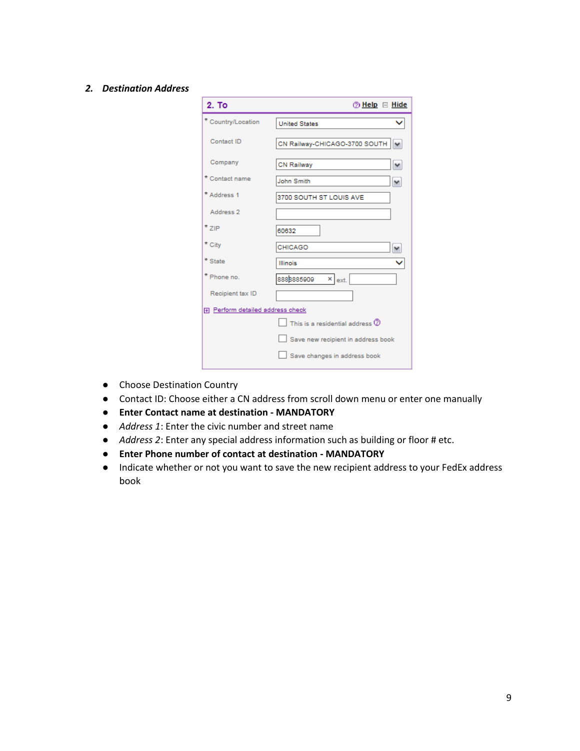## 2. *Destination Address*

| 2. To | Help ⊟ Hide |
|---|---|
| * Country/Location | United States |
| Contact ID | CN Railway-CHICAGO-3700 SOUTH |
| Company | CN Railway |
| * Contact name | John Smith |
| * Address 1 | 3700 SOUTH ST LOUIS AVE |
| Address 2 | |
| * ZIP | 60632 |
| * City | CHICAGO |
| * State | Illinois |
| * Phone no. | 8888885909 ext. |
| Recipient tax ID | |

Perform detailed address check

- ☐ This is a residential address
- ☐ Save new recipient in address book
- ☐ Save changes in address book

- Choose Destination Country
- Contact ID: Choose either a CN address from scroll down menu or enter one manually
- **Enter Contact name at destination - MANDATORY**
- *Address 1*: Enter the civic number and street name
- *Address 2*: Enter any special address information such as building or floor # etc.
- **Enter Phone number of contact at destination - MANDATORY**
- Indicate whether or not you want to save the new recipient address to your FedEx address book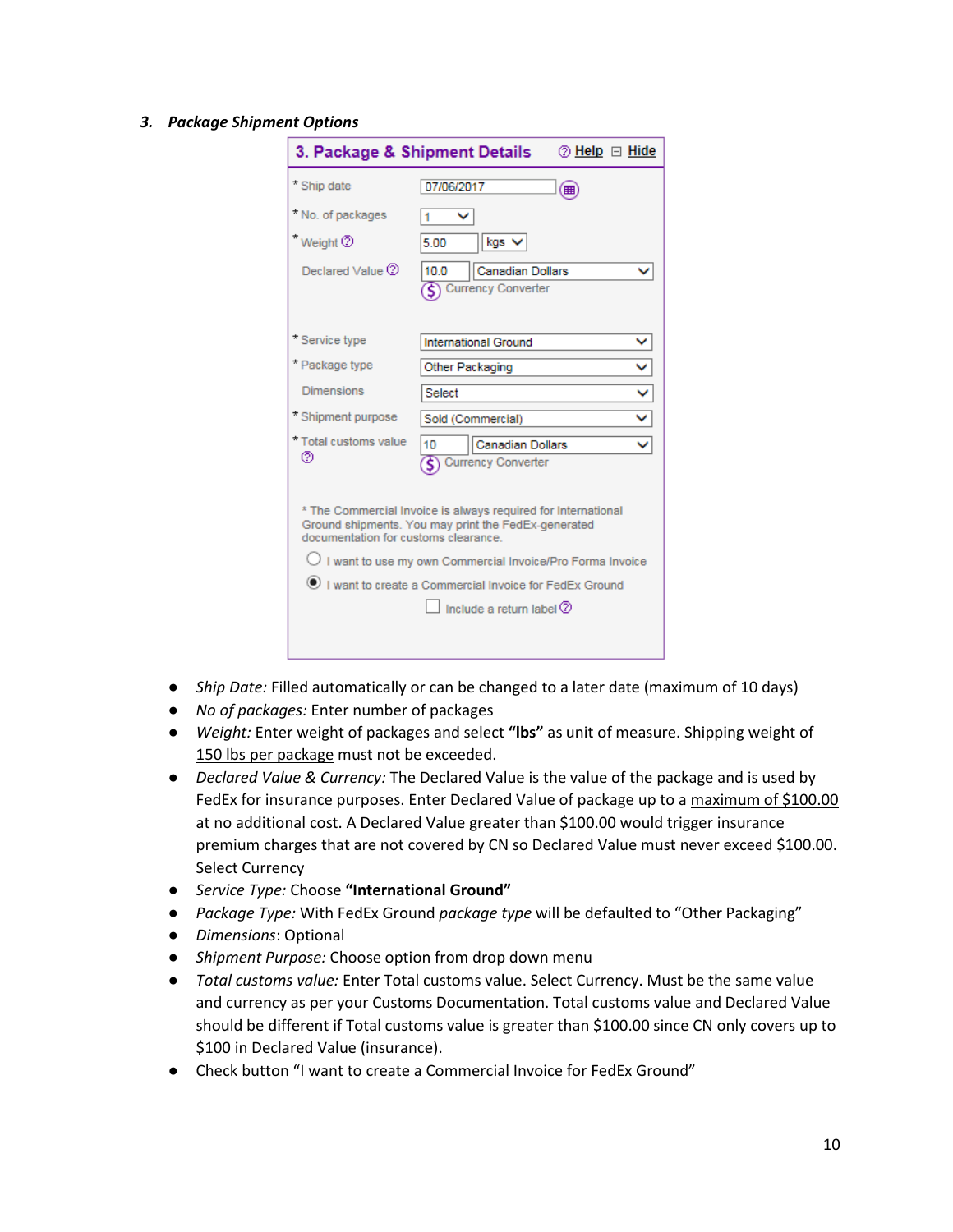### 3. *Package Shipment Options*

**3. Package & Shipment Details** — Help | Hide

| Field | Value |
|---|---|
| * Ship date | 07/06/2017 |
| * No. of packages | 1 |
| * Weight | 5.00 kgs |
| Declared Value | 10.0 Canadian Dollars (Currency Converter) |
| * Service type | International Ground |
| * Package type | Other Packaging |
| Dimensions | Select |
| * Shipment purpose | Sold (Commercial) |
| * Total customs value | 10 Canadian Dollars (Currency Converter) |

\* The Commercial Invoice is always required for International Ground shipments. You may print the FedEx-generated documentation for customs clearance.

- ○ I want to use my own Commercial Invoice/Pro Forma Invoice
- ● I want to create a Commercial Invoice for FedEx Ground
- ☐ Include a return label

- *Ship Date:* Filled automatically or can be changed to a later date (maximum of 10 days)
- *No of packages:* Enter number of packages
- *Weight:* Enter weight of packages and select **"lbs"** as unit of measure. Shipping weight of 150 lbs per package must not be exceeded.
- *Declared Value & Currency:* The Declared Value is the value of the package and is used by FedEx for insurance purposes. Enter Declared Value of package up to a maximum of $100.00 at no additional cost. A Declared Value greater than $100.00 would trigger insurance premium charges that are not covered by CN so Declared Value must never exceed $100.00. Select Currency
- *Service Type:* Choose **"International Ground"**
- *Package Type:* With FedEx Ground *package type* will be defaulted to "Other Packaging"
- *Dimensions*: Optional
- *Shipment Purpose:* Choose option from drop down menu
- *Total customs value:* Enter Total customs value. Select Currency. Must be the same value and currency as per your Customs Documentation. Total customs value and Declared Value should be different if Total customs value is greater than $100.00 since CN only covers up to $100 in Declared Value (insurance).
- Check button "I want to create a Commercial Invoice for FedEx Ground"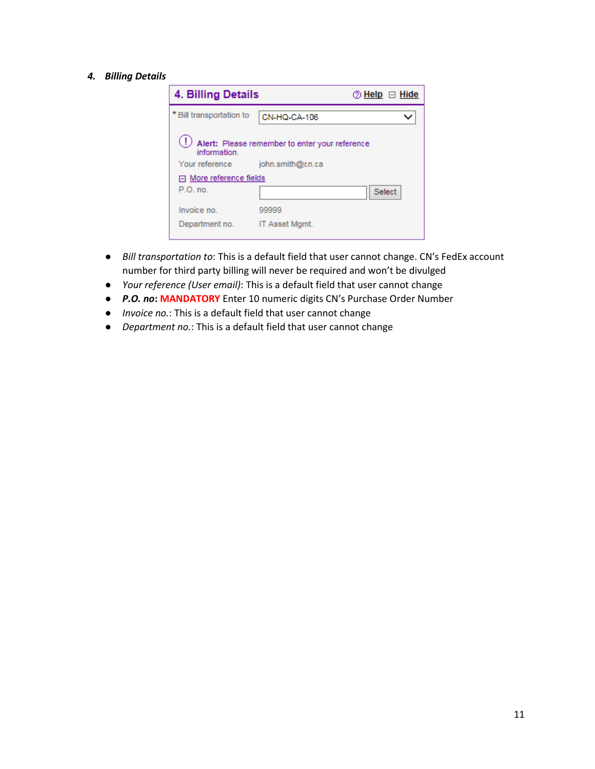### 4. *Billing Details*

4. Billing Details — Help | Hide

\* Bill transportation to: CN-HQ-CA-106

Alert: Please remember to enter your reference information.

Your reference: john.smith@cn.ca

More reference fields

P.O. no. [ ] Select

Invoice no.: 99999

Department no.: IT Asset Mgmt.

- *Bill transportation to*: This is a default field that user cannot change. CN's FedEx account number for third party billing will never be required and won't be divulged
- *Your reference (User email)*: This is a default field that user cannot change
- ***P.O. no***: **MANDATORY** Enter 10 numeric digits CN's Purchase Order Number
- *Invoice no.*: This is a default field that user cannot change
- *Department no.*: This is a default field that user cannot change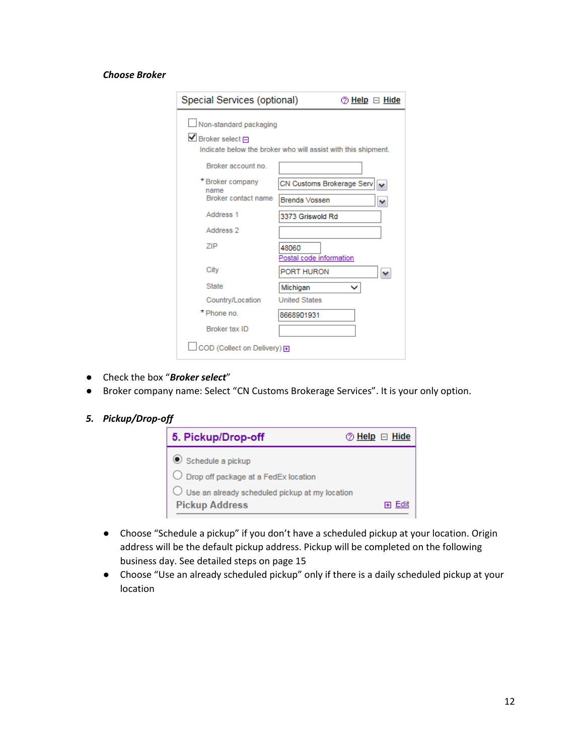***Choose Broker***

Special Services (optional) Help Hide

- [ ] Non-standard packaging
- [x] Broker select

Indicate below the broker who will assist with this shipment.

| | |
|---|---|
| Broker account no. | |
| * Broker company name | CN Customs Brokerage Serv |
| Broker contact name | Brenda Vossen |
| Address 1 | 3373 Griswold Rd |
| Address 2 | |
| ZIP | 48060 |
| | Postal code information |
| City | PORT HURON |
| State | Michigan |
| Country/Location | United States |
| * Phone no. | 8668901931 |
| Broker tax ID | |

- [ ] COD (Collect on Delivery)

- Check the box "***Broker select***"
- Broker company name: Select "CN Customs Brokerage Services". It is your only option.

***5. Pickup/Drop-off***

5. Pickup/Drop-off Help Hide

- (•) Schedule a pickup
- ( ) Drop off package at a FedEx location
- ( ) Use an already scheduled pickup at my location

Pickup Address Edit

- Choose "Schedule a pickup" if you don't have a scheduled pickup at your location. Origin address will be the default pickup address. Pickup will be completed on the following business day. See detailed steps on page 15
- Choose "Use an already scheduled pickup" only if there is a daily scheduled pickup at your location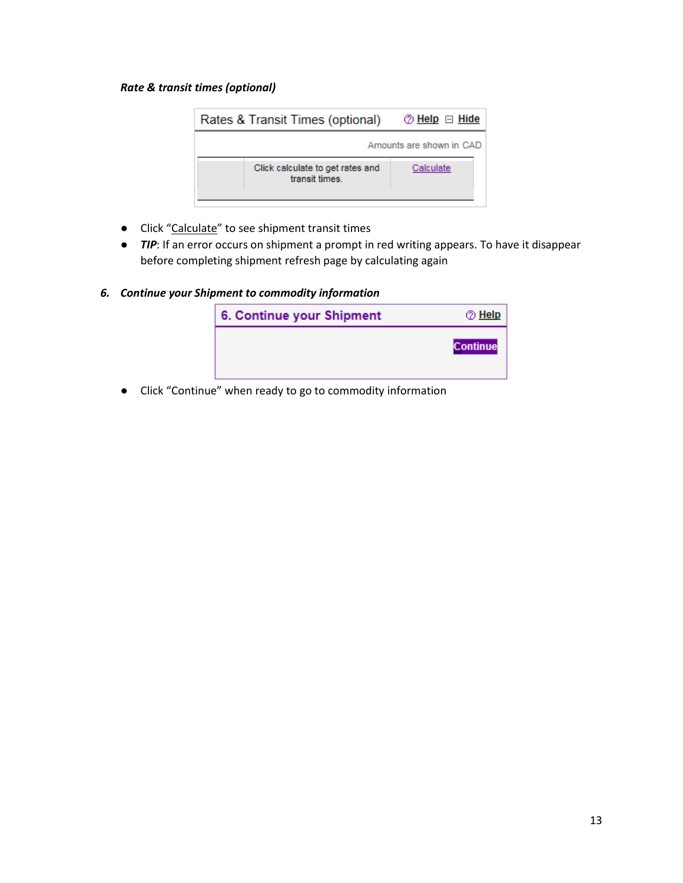***Rate & transit times (optional)***

- Click "Calculate" to see shipment transit times
- ***TIP***: If an error occurs on shipment a prompt in red writing appears. To have it disappear before completing shipment refresh page by calculating again

### *6. Continue your Shipment to commodity information*

- Click "Continue" when ready to go to commodity information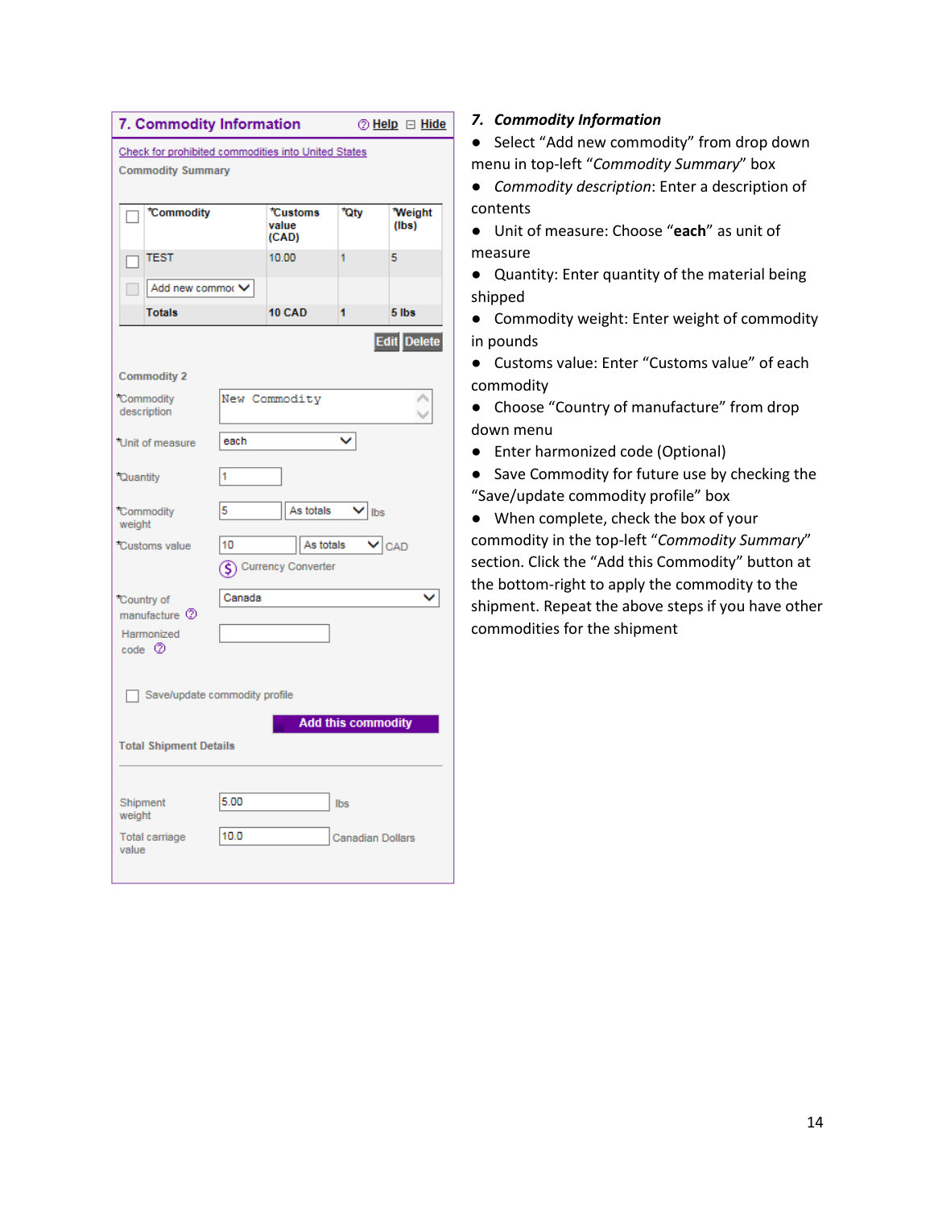| 7. Commodity Information | Help | Hide |
|---|---|---|

Check for prohibited commodities into United States

Commodity Summary

| | *Commodity | *Customs value (CAD) | *Qty | *Weight (lbs) |
|---|---|---|---|---|
| ☐ | TEST | 10.00 | 1 | 5 |
| ☐ | Add new commo | | | |
| | Totals | 10 CAD | 1 | 5 lbs |

Edit Delete

Commodity 2

*Commodity description: New Commodity

*Unit of measure: each

*Quantity: 1

*Commodity weight: 5 As totals lbs

*Customs value: 10 As totals CAD

Currency Converter

*Country of manufacture: Canada

Harmonized code:

☐ Save/update commodity profile

Add this commodity

Total Shipment Details

Shipment weight: 5.00 lbs

Total carriage value: 10.0 Canadian Dollars

## *7. Commodity Information*

- Select "Add new commodity" from drop down menu in top-left "*Commodity Summary*" box
- *Commodity description*: Enter a description of contents
- Unit of measure: Choose "**each**" as unit of measure
- Quantity: Enter quantity of the material being shipped
- Commodity weight: Enter weight of commodity in pounds
- Customs value: Enter "Customs value" of each commodity
- Choose "Country of manufacture" from drop down menu
- Enter harmonized code (Optional)
- Save Commodity for future use by checking the "Save/update commodity profile" box
- When complete, check the box of your commodity in the top-left "*Commodity Summary*" section. Click the "Add this Commodity" button at the bottom-right to apply the commodity to the shipment. Repeat the above steps if you have other commodities for the shipment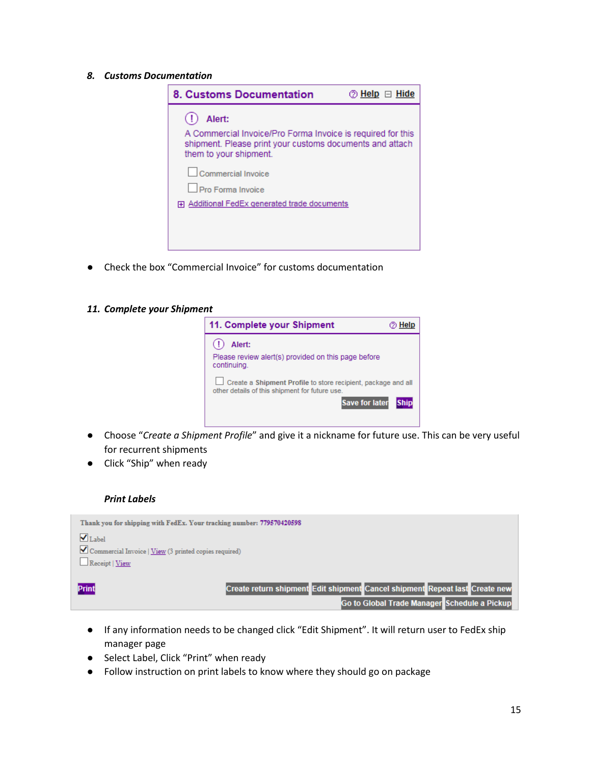### 8. *Customs Documentation*

- Check the box “Commercial Invoice” for customs documentation

### 11. *Complete your Shipment*

- Choose “*Create a Shipment Profile*” and give it a nickname for future use. This can be very useful for recurrent shipments
- Click “Ship” when ready

### *Print Labels*

- If any information needs to be changed click “Edit Shipment”. It will return user to FedEx ship manager page
- Select Label, Click “Print” when ready
- Follow instruction on print labels to know where they should go on package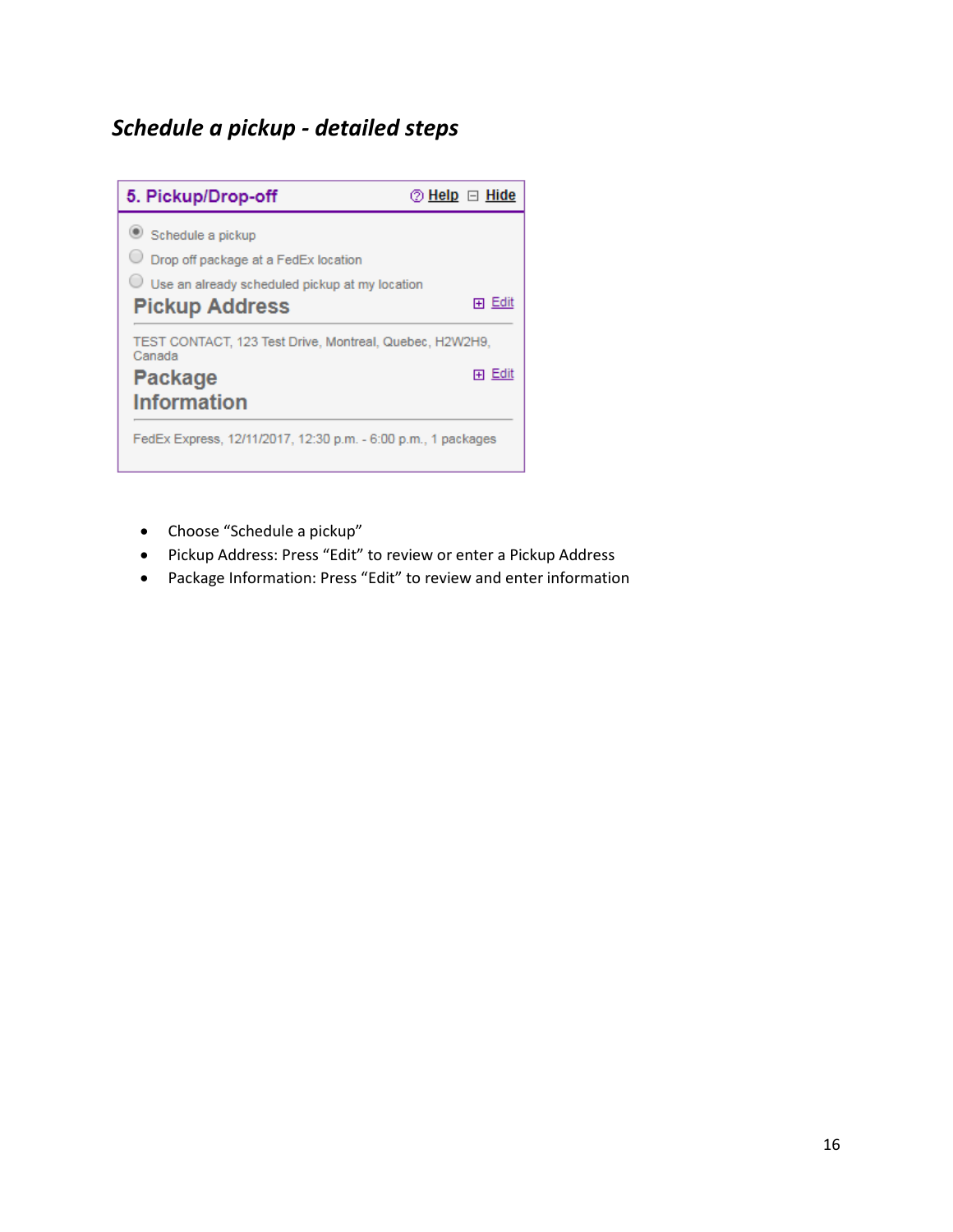## *Schedule a pickup - detailed steps*

**5. Pickup/Drop-off** Help Hide

- Schedule a pickup
- Drop off package at a FedEx location
- Use an already scheduled pickup at my location

**Pickup Address** Edit

TEST CONTACT, 123 Test Drive, Montreal, Quebec, H2W2H9, Canada

**Package Information** Edit

FedEx Express, 12/11/2017, 12:30 p.m. - 6:00 p.m., 1 packages

- Choose "Schedule a pickup"
- Pickup Address: Press "Edit" to review or enter a Pickup Address
- Package Information: Press "Edit" to review and enter information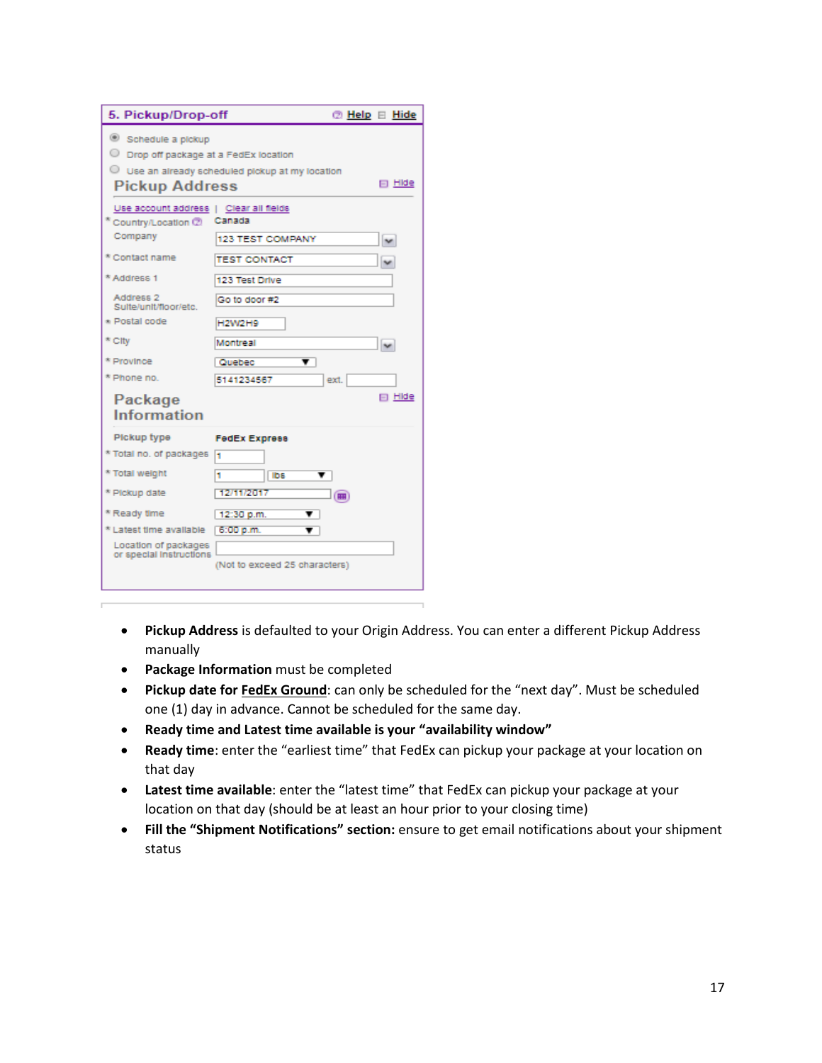**5. Pickup/Drop-off** Help Hide

- Schedule a pickup
- Drop off package at a FedEx location
- Use an already scheduled pickup at my location

**Pickup Address** Hide

Use account address | Clear all fields

| Field | Value |
| --- | --- |
| * Country/Location | Canada |
| Company | 123 TEST COMPANY |
| * Contact name | TEST CONTACT |
| * Address 1 | 123 Test Drive |
| Address 2 Suite/unit/floor/etc. | Go to door #2 |
| * Postal code | H2W2H9 |
| * City | Montreal |
| * Province | Quebec |
| * Phone no. | 5141234567 ext. |

**Package Information** Hide

| Field | Value |
| --- | --- |
| Pickup type | FedEx Express |
| * Total no. of packages | 1 |
| * Total weight | 1 lbs |
| * Pickup date | 12/11/2017 |
| * Ready time | 12:30 p.m. |
| * Latest time available | 6:00 p.m. |
| Location of packages or special instructions | (Not to exceed 25 characters) |

- **Pickup Address** is defaulted to your Origin Address. You can enter a different Pickup Address manually
- **Package Information** must be completed
- **Pickup date for <u>FedEx Ground</u>**: can only be scheduled for the "next day". Must be scheduled one (1) day in advance. Cannot be scheduled for the same day.
- **Ready time and Latest time available is your "availability window"**
- **Ready time**: enter the "earliest time" that FedEx can pickup your package at your location on that day
- **Latest time available**: enter the "latest time" that FedEx can pickup your package at your location on that day (should be at least an hour prior to your closing time)
- **Fill the "Shipment Notifications" section:** ensure to get email notifications about your shipment status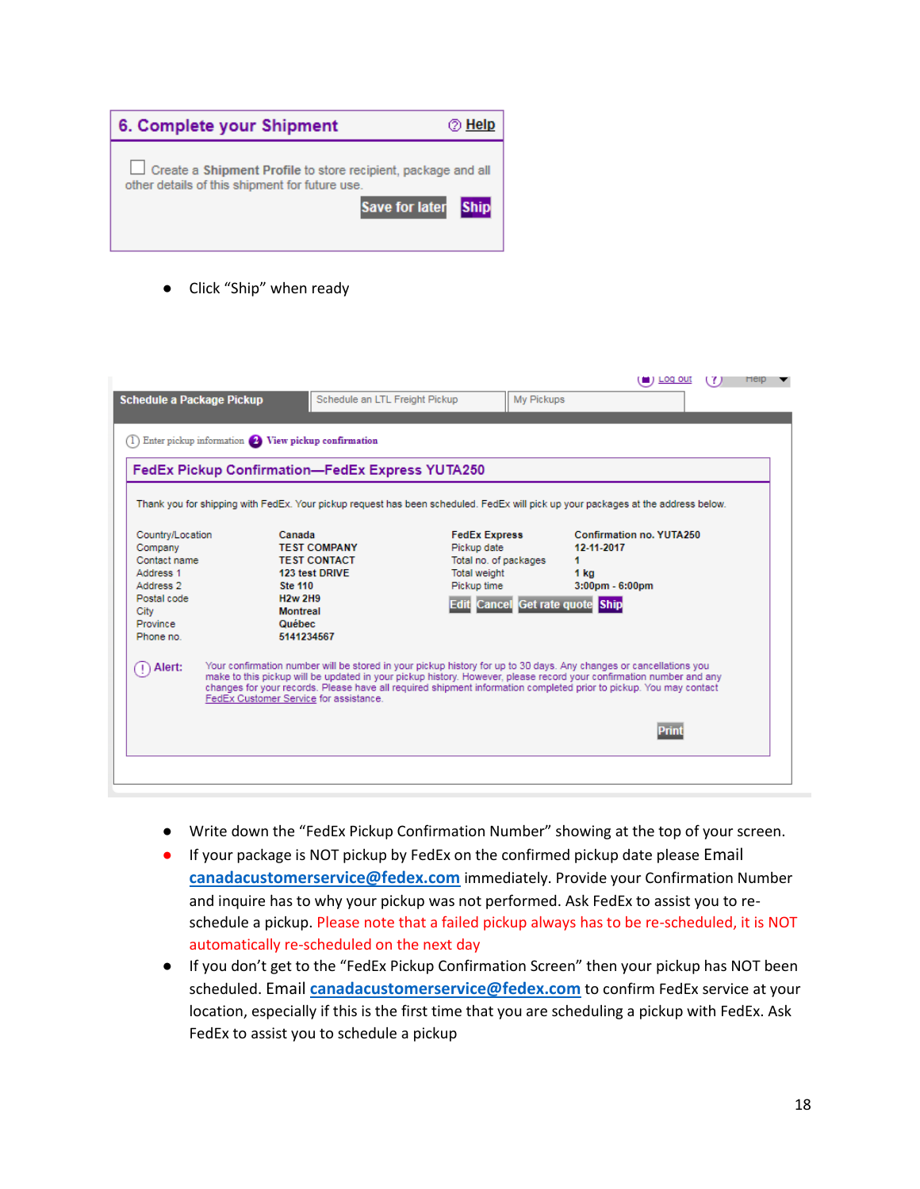## 6. Complete your Shipment

Help

☐ Create a **Shipment Profile** to store recipient, package and all other details of this shipment for future use.

Save for later | Ship

- Click “Ship” when ready

Log out | Help

Schedule a Package Pickup | Schedule an LTL Freight Pickup | My Pickups

1 Enter pickup information 2 **View pickup confirmation**

### FedEx Pickup Confirmation—FedEx Express YUTA250

Thank you for shipping with FedEx. Your pickup request has been scheduled. FedEx will pick up your packages at the address below.

| | | | |
|---|---|---|---|
| Country/Location | **Canada** | **FedEx Express** | **Confirmation no. YUTA250** |
| Company | **TEST COMPANY** | Pickup date | **12-11-2017** |
| Contact name | **TEST CONTACT** | Total no. of packages | **1** |
| Address 1 | **123 test DRIVE** | Total weight | **1 kg** |
| Address 2 | **Ste 110** | Pickup time | **3:00pm - 6:00pm** |
| Postal code | **H2w 2H9** | | |
| City | **Montreal** | | |
| Province | **Québec** | | |
| Phone no. | **5141234567** | | |

Edit | Cancel | Get rate quote | Ship

**Alert:** Your confirmation number will be stored in your pickup history for up to 30 days. Any changes or cancellations you make to this pickup will be updated in your pickup history. However, please record your confirmation number and any changes for your records. Please have all required shipment information completed prior to pickup. You may contact FedEx Customer Service for assistance.

Print

- Write down the “FedEx Pickup Confirmation Number” showing at the top of your screen.
- If your package is NOT pickup by FedEx on the confirmed pickup date please Email **canadacustomerservice@fedex.com** immediately. Provide your Confirmation Number and inquire has to why your pickup was not performed. Ask FedEx to assist you to re-schedule a pickup. Please note that a failed pickup always has to be re-scheduled, it is NOT automatically re-scheduled on the next day
- If you don’t get to the “FedEx Pickup Confirmation Screen” then your pickup has NOT been scheduled. Email **canadacustomerservice@fedex.com** to confirm FedEx service at your location, especially if this is the first time that you are scheduling a pickup with FedEx. Ask FedEx to assist you to schedule a pickup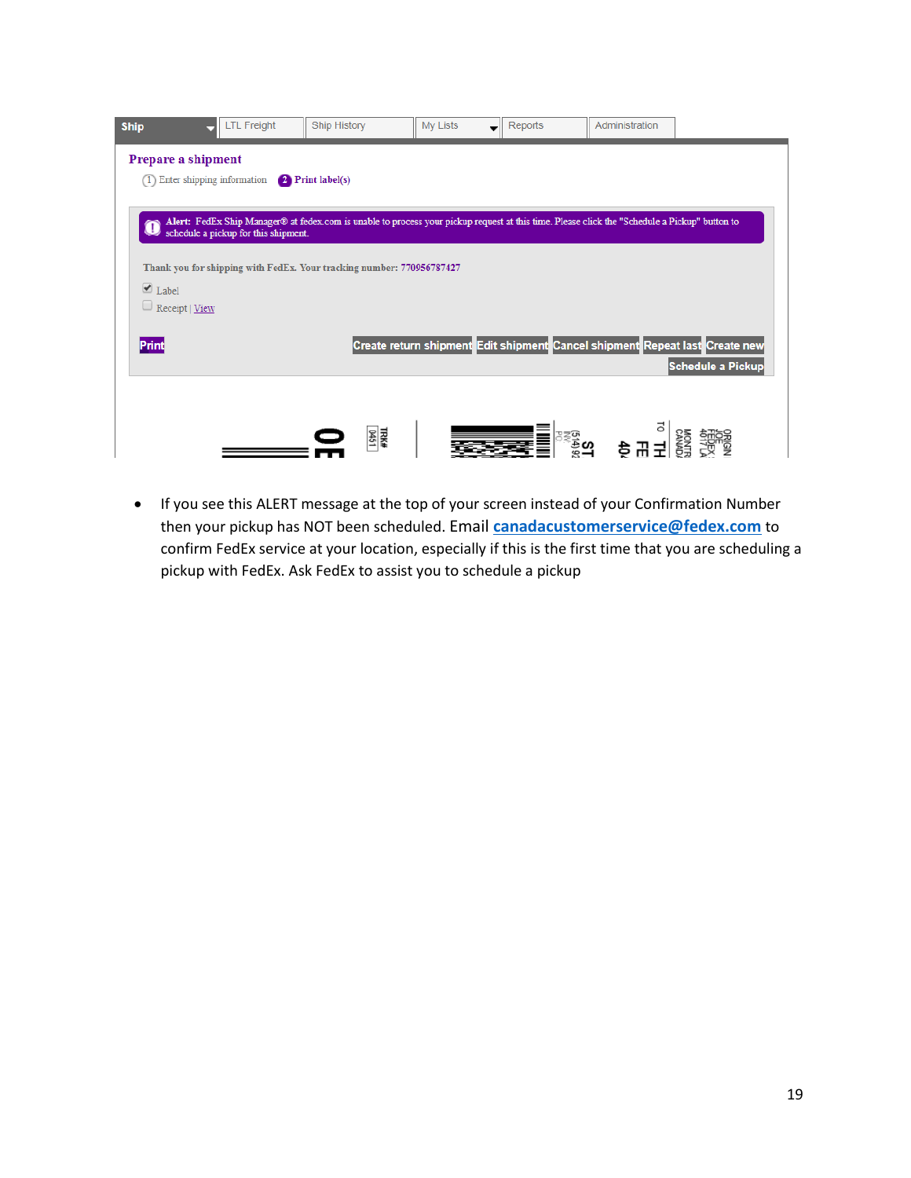Ship | LTL Freight | Ship History | My Lists | Reports | Administration

**Prepare a shipment**

1 Enter shipping information  2 **Print label(s)**

**Alert:** FedEx Ship Manager® at fedex.com is unable to process your pickup request at this time. Please click the "Schedule a Pickup" button to schedule a pickup for this shipment.

Thank you for shipping with FedEx. Your tracking number: 770956787427

Label

Receipt | View

Print | Create return shipment | Edit shipment | Cancel shipment | Repeat last | Create new | Schedule a Pickup

- If you see this ALERT message at the top of your screen instead of your Confirmation Number then your pickup has NOT been scheduled. Email **canadacustomerservice@fedex.com** to confirm FedEx service at your location, especially if this is the first time that you are scheduling a pickup with FedEx. Ask FedEx to assist you to schedule a pickup